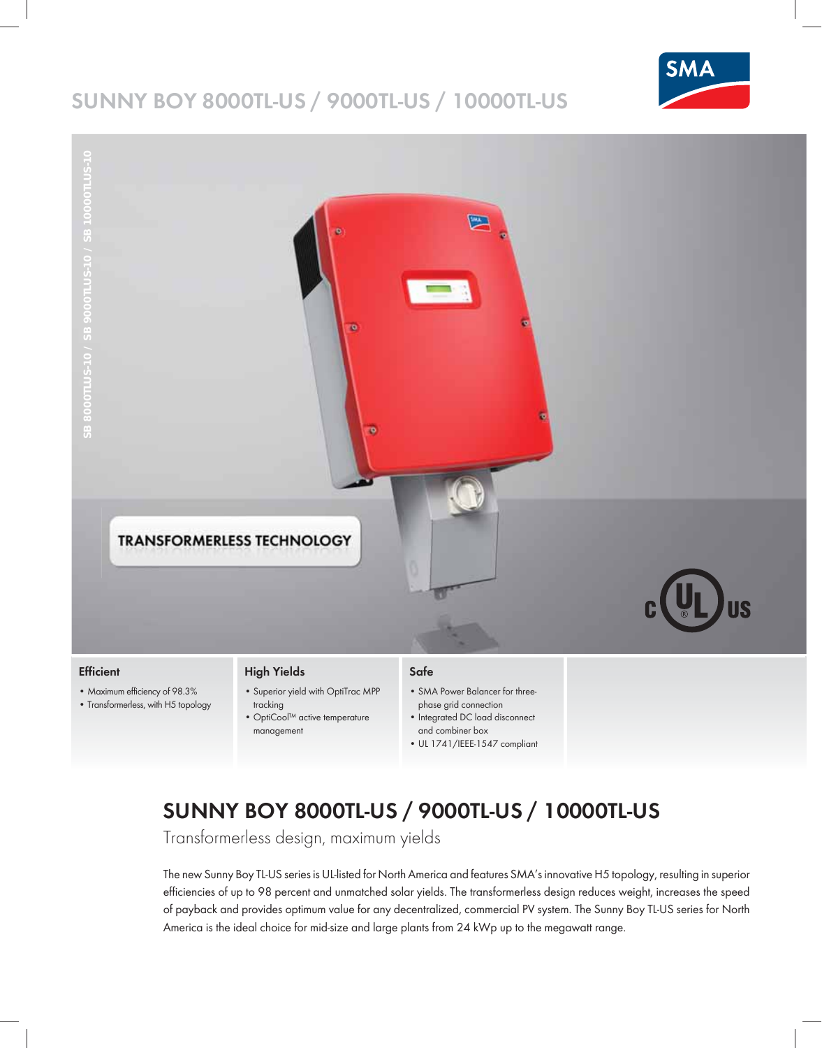# SUNNY BOY 8000TL-US / 9000TL-US / 10000TL-US

SB 8000TLUS-10 / SB 9000TLUS-10 / SB 10000TLUS-10

TRANSFORMERLESS TECHNOLOGY

### Efficient

- Maximum efficiency of 98.3%
- Transformerless, with H5 topology

### High Yields

- Superior yield with OptiTrac MPP tracking
- OptiCool™ active temperature management

### Safe

- SMA Power Balancer for three-phase grid connection
- Integrated DC load disconnect and combiner box
- UL 1741/IEEE-1547 compliant

## SUNNY BOY 8000TL-US / 9000TL-US / 10000TL-US

Transformerless design, maximum yields

The new Sunny Boy TL-US series is UL-listed for North America and features SMA's innovative H5 topology, resulting in superior efficiencies of up to 98 percent and unmatched solar yields. The transformerless design reduces weight, increases the speed of payback and provides optimum value for any decentralized, commercial PV system. The Sunny Boy TL-US series for North America is the ideal choice for mid-size and large plants from 24 kWp up to the megawatt range.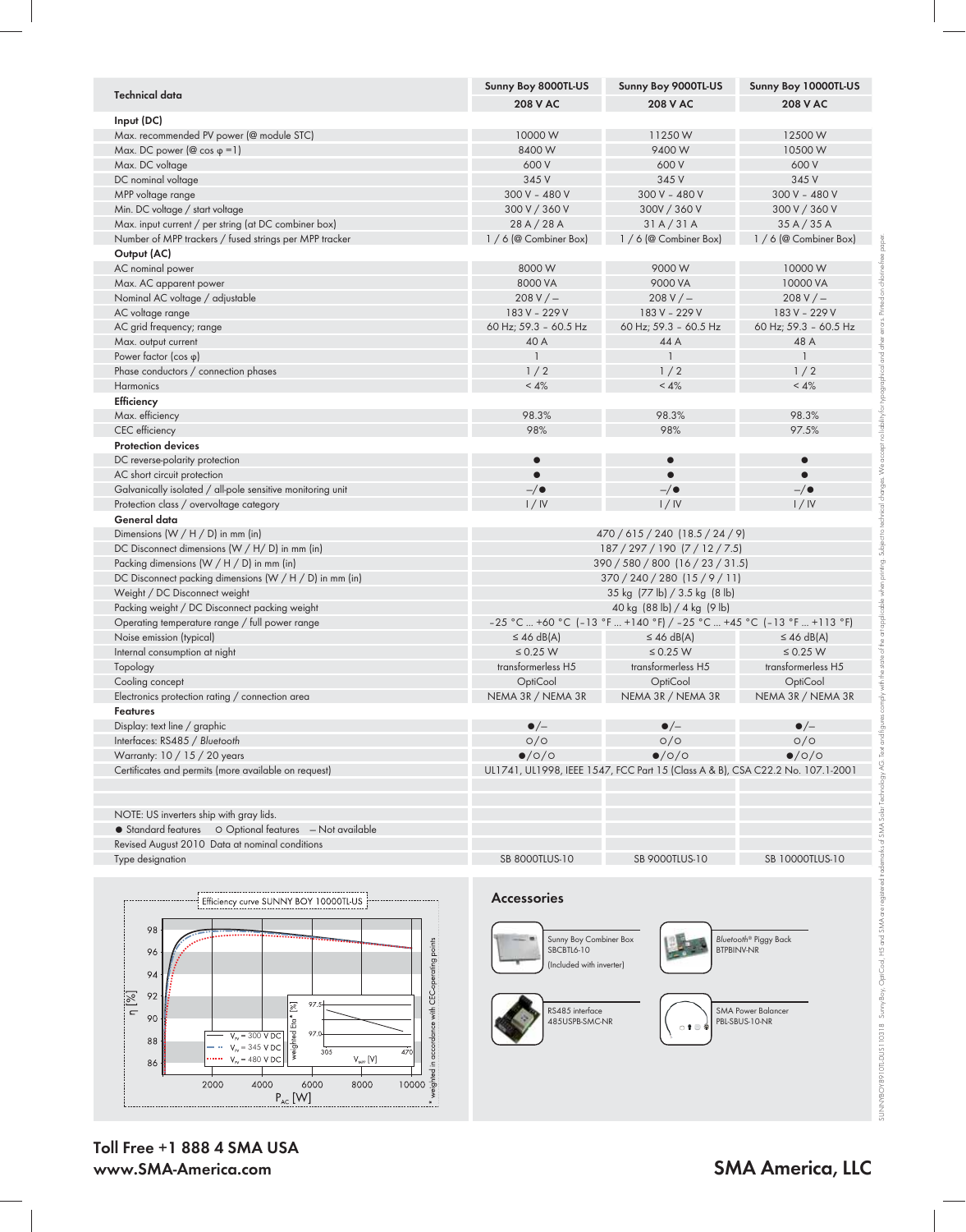| Technical data | Sunny Boy 8000TL-US | Sunny Boy 9000TL-US | Sunny Boy 10000TL-US |
|---|---|---|---|
| | 208 V AC | 208 V AC | 208 V AC |
| **Input (DC)** | | | |
| Max. recommended PV power (@ module STC) | 10000 W | 11250 W | 12500 W |
| Max. DC power (@ cos φ =1) | 8400 W | 9400 W | 10500 W |
| Max. DC voltage | 600 V | 600 V | 600 V |
| DC nominal voltage | 345 V | 345 V | 345 V |
| MPP voltage range | 300 V – 480 V | 300 V – 480 V | 300 V – 480 V |
| Min. DC voltage / start voltage | 300 V / 360 V | 300V / 360 V | 300 V / 360 V |
| Max. input current / per string (at DC combiner box) | 28 A / 28 A | 31 A / 31 A | 35 A / 35 A |
| Number of MPP trackers / fused strings per MPP tracker | 1 / 6 (@ Combiner Box) | 1 / 6 (@ Combiner Box) | 1 / 6 (@ Combiner Box) |
| **Output (AC)** | | | |
| AC nominal power | 8000 W | 9000 W | 10000 W |
| Max. AC apparent power | 8000 VA | 9000 VA | 10000 VA |
| Nominal AC voltage / adjustable | 208 V / – | 208 V / – | 208 V / – |
| AC voltage range | 183 V – 229 V | 183 V – 229 V | 183 V – 229 V |
| AC grid frequency; range | 60 Hz; 59.3 – 60.5 Hz | 60 Hz; 59.3 – 60.5 Hz | 60 Hz; 59.3 – 60.5 Hz |
| Max. output current | 40 A | 44 A | 48 A |
| Power factor (cos φ) | 1 | 1 | 1 |
| Phase conductors / connection phases | 1 / 2 | 1 / 2 | 1 / 2 |
| Harmonics | < 4% | < 4% | < 4% |
| **Efficiency** | | | |
| Max. efficiency | 98.3% | 98.3% | 98.3% |
| CEC efficiency | 98% | 98% | 97.5% |
| **Protection devices** | | | |
| DC reverse-polarity protection | ● | ● | ● |
| AC short circuit protection | ● | ● | ● |
| Galvanically isolated / all-pole sensitive monitoring unit | –/● | –/● | –/● |
| Protection class / overvoltage category | I / IV | I / IV | I / IV |
| **General data** | | | |
| Dimensions (W / H / D) in mm (in) | 470 / 615 / 240 (18.5 / 24 / 9) | | |
| DC Disconnect dimensions (W / H/ D) in mm (in) | 187 / 297 / 190 (7 / 12 / 7.5) | | |
| Packing dimensions (W / H / D) in mm (in) | 390 / 580 / 800 (16 / 23 / 31.5) | | |
| DC Disconnect packing dimensions (W / H / D) in mm (in) | 370 / 240 / 280 (15 / 9 / 11) | | |
| Weight / DC Disconnect weight | 35 kg (77 lb) / 3.5 kg (8 lb) | | |
| Packing weight / DC Disconnect packing weight | 40 kg (88 lb) / 4 kg (9 lb) | | |
| Operating temperature range / full power range | –25 °C ... +60 °C (–13 °F ... +140 °F) / –25 °C ... +45 °C (–13 °F ... +113 °F) | | |
| Noise emission (typical) | ≤ 46 dB(A) | ≤ 46 dB(A) | ≤ 46 dB(A) |
| Internal consumption at night | ≤ 0.25 W | ≤ 0.25 W | ≤ 0.25 W |
| Topology | transformerless H5 | transformerless H5 | transformerless H5 |
| Cooling concept | OptiCool | OptiCool | OptiCool |
| Electronics protection rating / connection area | NEMA 3R / NEMA 3R | NEMA 3R / NEMA 3R | NEMA 3R / NEMA 3R |
| **Features** | | | |
| Display: text line / graphic | ●/– | ●/– | ●/– |
| Interfaces: RS485 / *Bluetooth* | ○/○ | ○/○ | ○/○ |
| Warranty: 10 / 15 / 20 years | ●/○/○ | ●/○/○ | ●/○/○ |
| Certificates and permits (more available on request) | UL1741, UL1998, IEEE 1547, FCC Part 15 (Class A & B), CSA C22.2 No. 107.1-2001 | | |
| NOTE: US inverters ship with gray lids. | | | |
| ● Standard features ○ Optional features – Not available | | | |
| Revised August 2010 Data at nominal conditions | | | |
| Type designation | SB 8000TLUS-10 | SB 9000TLUS-10 | SB 10000TLUS-10 |

Efficiency curve SUNNY BOY 10000TL-US

η [%]

98
96
94
92
90
88
86

2000 4000 6000 8000 10000

$P_{AC}$ [W]

$V_{PV}$ = 300 V DC
$V_{PV}$ = 345 V DC
$V_{PV}$ = 480 V DC

weighted Eta* [%]

97.5
97.0

305 470

$V_{MPP}$ [V]

* weighted in accordance with CEC-operating points

## Accessories

Sunny Boy Combiner Box
SBCBTL6-10
(Included with inverter)

*Bluetooth*® Piggy Back
BTPBINV-NR

RS485 interface
485USPB-SMC-NR

SMA Power Balancer
PBL-SBUS-10-NR

Toll Free +1 888 4 SMA USA
**www.SMA-America.com**

**SMA America, LLC**

SUNNYBOY8910TL-DUS103118 Sunny Boy, OptiCool, H5 and SMA are registered trademarks of SMA Solar Technology AG. Text and figures comply with the state of the art applicable when printing. Subject to technical changes. We accept no liability for typographical and other errors. Printed on chlorine-free paper.